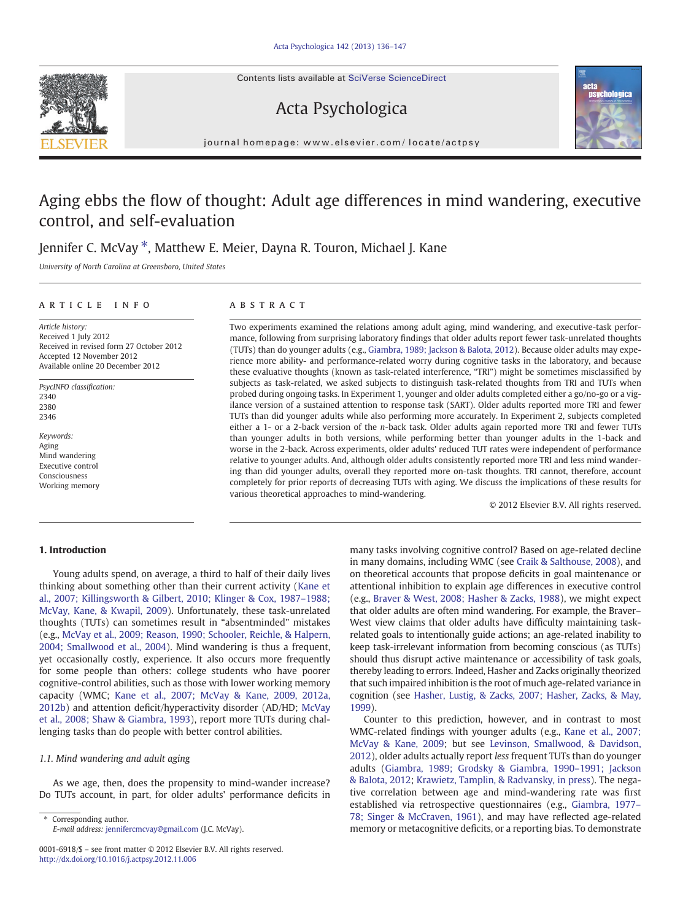# Aging ebbs the flow of thought: Adult age differences in mind wandering, executive control, and self-evaluation

Jennifer C. McVay *, Matthew E. Meier, Dayna R. Touron, Michael J. Kane

*University of North Carolina at Greensboro, United States*

## ARTICLE INFO

*Article history:*
Received 1 July 2012
Received in revised form 27 October 2012
Accepted 12 November 2012
Available online 20 December 2012

*PsycINFO classification:*
2340
2380
2346

*Keywords:*
Aging
Mind wandering
Executive control
Consciousness
Working memory

## ABSTRACT

Two experiments examined the relations among adult aging, mind wandering, and executive-task performance, following from surprising laboratory findings that older adults report fewer task-unrelated thoughts (TUTs) than do younger adults (e.g., Giambra, 1989; Jackson & Balota, 2012). Because older adults may experience more ability- and performance-related worry during cognitive tasks in the laboratory, and because these evaluative thoughts (known as task-related interference, "TRI") might be sometimes misclassified by subjects as task-related, we asked subjects to distinguish task-related thoughts from TRI and TUTs when probed during ongoing tasks. In Experiment 1, younger and older adults completed either a go/no-go or a vigilance version of a sustained attention to response task (SART). Older adults reported more TRI and fewer TUTs than did younger adults while also performing more accurately. In Experiment 2, subjects completed either a 1- or a 2-back version of the *n*-back task. Older adults again reported more TRI and fewer TUTs than younger adults in both versions, while performing better than younger adults in the 1-back and worse in the 2-back. Across experiments, older adults' reduced TUT rates were independent of performance relative to younger adults. And, although older adults consistently reported more TRI and less mind wandering than did younger adults, overall they reported more on-task thoughts. TRI cannot, therefore, account completely for prior reports of decreasing TUTs with aging. We discuss the implications of these results for various theoretical approaches to mind-wandering.

© 2012 Elsevier B.V. All rights reserved.

## 1. Introduction

Young adults spend, on average, a third to half of their daily lives thinking about something other than their current activity (Kane et al., 2007; Killingsworth & Gilbert, 2010; Klinger & Cox, 1987–1988; McVay, Kane, & Kwapil, 2009). Unfortunately, these task-unrelated thoughts (TUTs) can sometimes result in "absentminded" mistakes (e.g., McVay et al., 2009; Reason, 1990; Schooler, Reichle, & Halpern, 2004; Smallwood et al., 2004). Mind wandering is thus a frequent, yet occasionally costly, experience. It also occurs more frequently for some people than others: college students who have poorer cognitive-control abilities, such as those with lower working memory capacity (WMC; Kane et al., 2007; McVay & Kane, 2009, 2012a, 2012b) and attention deficit/hyperactivity disorder (AD/HD; McVay et al., 2008; Shaw & Giambra, 1993), report more TUTs during challenging tasks than do people with better control abilities.

### 1.1. Mind wandering and adult aging

As we age, then, does the propensity to mind-wander increase? Do TUTs account, in part, for older adults' performance deficits in many tasks involving cognitive control? Based on age-related decline in many domains, including WMC (see Craik & Salthouse, 2008), and on theoretical accounts that propose deficits in goal maintenance or attentional inhibition to explain age differences in executive control (e.g., Braver & West, 2008; Hasher & Zacks, 1988), we might expect that older adults are often mind wandering. For example, the Braver–West view claims that older adults have difficulty maintaining task-related goals to intentionally guide actions; an age-related inability to keep task-irrelevant information from becoming conscious (as TUTs) should thus disrupt active maintenance or accessibility of task goals, thereby leading to errors. Indeed, Hasher and Zacks originally theorized that such impaired inhibition is the root of much age-related variance in cognition (see Hasher, Lustig, & Zacks, 2007; Hasher, Zacks, & May, 1999).

Counter to this prediction, however, and in contrast to most WMC-related findings with younger adults (e.g., Kane et al., 2007; McVay & Kane, 2009; but see Levinson, Smallwood, & Davidson, 2012), older adults actually report *less* frequent TUTs than do younger adults (Giambra, 1989; Grodsky & Giambra, 1990–1991; Jackson & Balota, 2012; Krawietz, Tamplin, & Radvansky, in press). The negative correlation between age and mind-wandering rate was first established via retrospective questionnaires (e.g., Giambra, 1977–78; Singer & McCraven, 1961), and may have reflected age-related memory or metacognitive deficits, or a reporting bias. To demonstrate

\* Corresponding author.
E-mail address: jennifercmcvay@gmail.com (J.C. McVay).

0001-6918/$ – see front matter © 2012 Elsevier B.V. All rights reserved.
http://dx.doi.org/10.1016/j.actpsy.2012.11.006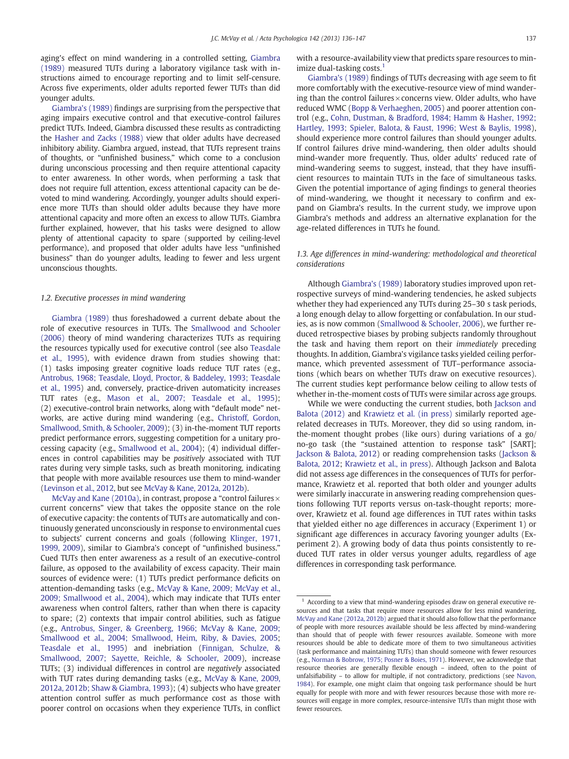aging's effect on mind wandering in a controlled setting, Giambra (1989) measured TUTs during a laboratory vigilance task with instructions aimed to encourage reporting and to limit self-censure. Across five experiments, older adults reported fewer TUTs than did younger adults.

Giambra's (1989) findings are surprising from the perspective that aging impairs executive control and that executive-control failures predict TUTs. Indeed, Giambra discussed these results as contradicting the Hasher and Zacks (1988) view that older adults have decreased inhibitory ability. Giambra argued, instead, that TUTs represent trains of thoughts, or "unfinished business," which come to a conclusion during unconscious processing and then require attentional capacity to enter awareness. In other words, when performing a task that does not require full attention, excess attentional capacity can be devoted to mind wandering. Accordingly, younger adults should experience more TUTs than should older adults because they have more attentional capacity and more often an excess to allow TUTs. Giambra further explained, however, that his tasks were designed to allow plenty of attentional capacity to spare (supported by ceiling-level performance), and proposed that older adults have less "unfinished business" than do younger adults, leading to fewer and less urgent unconscious thoughts.

### 1.2. Executive processes in mind wandering

Giambra (1989) thus foreshadowed a current debate about the role of executive resources in TUTs. The Smallwood and Schooler (2006) theory of mind wandering characterizes TUTs as requiring the resources typically used for executive control (see also Teasdale et al., 1995), with evidence drawn from studies showing that: (1) tasks imposing greater cognitive loads reduce TUT rates (e.g., Antrobus, 1968; Teasdale, Lloyd, Proctor, & Baddeley, 1993; Teasdale et al., 1995) and, conversely, practice-driven automaticity increases TUT rates (e.g., Mason et al., 2007; Teasdale et al., 1995); (2) executive-control brain networks, along with "default mode" networks, are active during mind wandering (e.g., Christoff, Gordon, Smallwood, Smith, & Schooler, 2009); (3) in-the-moment TUT reports predict performance errors, suggesting competition for a unitary processing capacity (e.g., Smallwood et al., 2004); (4) individual differences in control capabilities may be *positively* associated with TUT rates during very simple tasks, such as breath monitoring, indicating that people with more available resources use them to mind-wander (Levinson et al., 2012, but see McVay & Kane, 2012a, 2012b).

McVay and Kane (2010a), in contrast, propose a "control failures × current concerns" view that takes the opposite stance on the role of executive capacity: the contents of TUTs are automatically and continuously generated unconsciously in response to environmental cues to subjects' current concerns and goals (following Klinger, 1971, 1999, 2009), similar to Giambra's concept of "unfinished business." Cued TUTs then enter awareness as a result of an executive-control failure, as opposed to the availability of excess capacity. Their main sources of evidence were: (1) TUTs predict performance deficits on attention-demanding tasks (e.g., McVay & Kane, 2009; McVay et al., 2009; Smallwood et al., 2004), which may indicate that TUTs enter awareness when control falters, rather than when there is capacity to spare; (2) contexts that impair control abilities, such as fatigue (e.g., Antrobus, Singer, & Greenberg, 1966; McVay & Kane, 2009; Smallwood et al., 2004; Smallwood, Heim, Riby, & Davies, 2005; Teasdale et al., 1995) and inebriation (Finnigan, Schulze, & Smallwood, 2007; Sayette, Reichle, & Schooler, 2009), increase TUTs; (3) individual differences in control are *negatively* associated with TUT rates during demanding tasks (e.g., McVay & Kane, 2009, 2012a, 2012b; Shaw & Giambra, 1993); (4) subjects who have greater attention control suffer as much performance cost as those with poorer control on occasions when they experience TUTs, in conflict with a resource-availability view that predicts spare resources to minimize dual-tasking costs.[1]

Giambra's (1989) findings of TUTs decreasing with age seem to fit more comfortably with the executive-resource view of mind wandering than the control failures × concerns view. Older adults, who have reduced WMC (Bopp & Verhaeghen, 2005) and poorer attention control (e.g., Cohn, Dustman, & Bradford, 1984; Hamm & Hasher, 1992; Hartley, 1993; Spieler, Balota, & Faust, 1996; West & Baylis, 1998), should experience more control failures than should younger adults. If control failures drive mind-wandering, then older adults should mind-wander more frequently. Thus, older adults' reduced rate of mind-wandering seems to suggest, instead, that they have insufficient resources to maintain TUTs in the face of simultaneous tasks. Given the potential importance of aging findings to general theories of mind-wandering, we thought it necessary to confirm and expand on Giambra's results. In the current study, we improve upon Giambra's methods and address an alternative explanation for the age-related differences in TUTs he found.

### 1.3. Age differences in mind-wandering: methodological and theoretical considerations

Although Giambra's (1989) laboratory studies improved upon retrospective surveys of mind-wandering tendencies, he asked subjects whether they had experienced any TUTs during 25–30 s task periods, a long enough delay to allow forgetting or confabulation. In our studies, as is now common (Smallwood & Schooler, 2006), we further reduced retrospective biases by probing subjects randomly throughout the task and having them report on their *immediately* preceding thoughts. In addition, Giambra's vigilance tasks yielded ceiling performance, which prevented assessment of TUT–performance associations (which bears on whether TUTs draw on executive resources). The current studies kept performance below ceiling to allow tests of whether in-the-moment costs of TUTs were similar across age groups.

While we were conducting the current studies, both Jackson and Balota (2012) and Krawietz et al. (in press) similarly reported age-related decreases in TUTs. Moreover, they did so using random, in-the-moment thought probes (like ours) during variations of a go/no-go task (the "sustained attention to response task" [SART]; Jackson & Balota, 2012) or reading comprehension tasks (Jackson & Balota, 2012; Krawietz et al., in press). Although Jackson and Balota did not assess age differences in the consequences of TUTs for performance, Krawietz et al. reported that both older and younger adults were similarly inaccurate in answering reading comprehension questions following TUT reports versus on-task-thought reports; moreover, Krawietz et al. found age differences in TUT rates within tasks that yielded either no age differences in accuracy (Experiment 1) or significant age differences in accuracy favoring younger adults (Experiment 2). A growing body of data thus points consistently to reduced TUT rates in older versus younger adults, regardless of age differences in corresponding task performance.

[1] According to a view that mind-wandering episodes draw on general executive resources and that tasks that require more resources allow for less mind wandering, McVay and Kane (2012a, 2012b) argued that it should also follow that the performance of people with more resources available should be less affected by mind-wandering than should that of people with fewer resources available. Someone with more resources should be able to dedicate more of them to two simultaneous activities (task performance and maintaining TUTs) than should someone with fewer resources (e.g., Norman & Bobrow, 1975; Posner & Boies, 1971). However, we acknowledge that resource theories are generally flexible enough – indeed, often to the point of unfalsifiability – to allow for multiple, if not contradictory, predictions (see Navon, 1984). For example, one might claim that ongoing task performance should be hurt equally for people with more and with fewer resources because those with more resources will engage in more complex, resource-intensive TUTs than might those with fewer resources.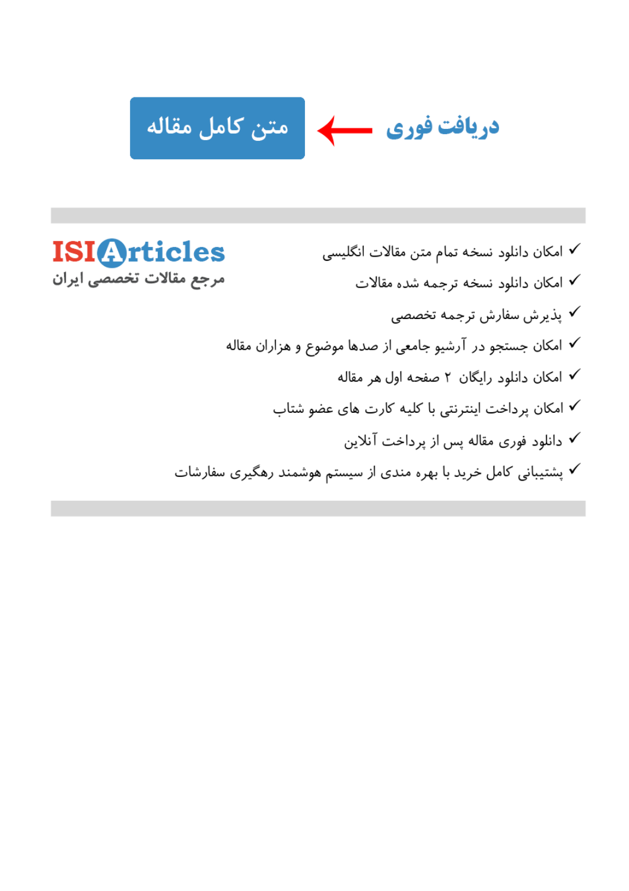دریافت فوری ← متن کامل مقاله

**ISIArticles**
مرجع مقالات تخصصی ایران

- ✓ امکان دانلود نسخه تمام متن مقالات انگلیسی
- ✓ امکان دانلود نسخه ترجمه شده مقالات
- ✓ پذیرش سفارش ترجمه تخصصی
- ✓ امکان جستجو در آرشیو جامعی از صدها موضوع و هزاران مقاله
- ✓ امکان دانلود رایگان ۲ صفحه اول هر مقاله
- ✓ امکان پرداخت اینترنتی با کلیه کارت های عضو شتاب
- ✓ دانلود فوری مقاله پس از پرداخت آنلاین
- ✓ پشتیبانی کامل خرید با بهره مندی از سیستم هوشمند رهگیری سفارشات